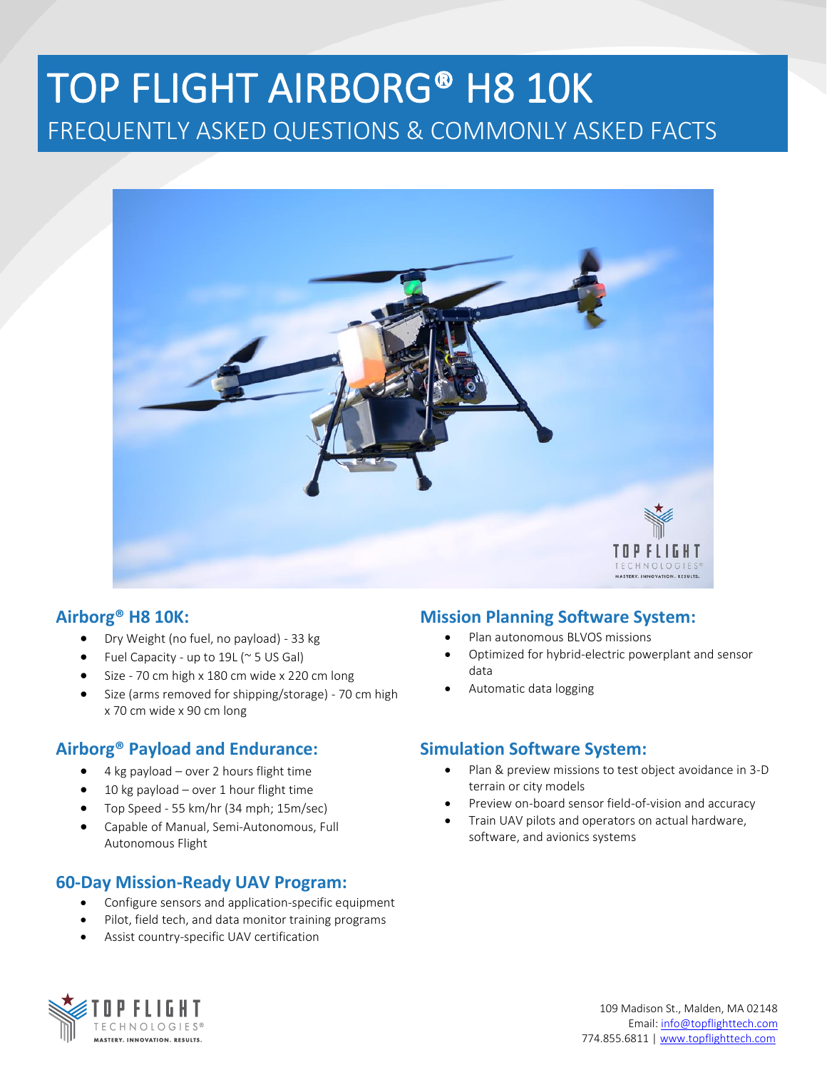# TOP FLIGHT AIRBORG® H8 10K

## FREQUENTLY ASKED QUESTIONS & COMMONLY ASKED FACTS

### Airborg® H8 10K:

- Dry Weight (no fuel, no payload) - 33 kg
- Fuel Capacity - up to 19L (~ 5 US Gal)
- Size - 70 cm high x 180 cm wide x 220 cm long
- Size (arms removed for shipping/storage) - 70 cm high x 70 cm wide x 90 cm long

### Airborg® Payload and Endurance:

- 4 kg payload – over 2 hours flight time
- 10 kg payload – over 1 hour flight time
- Top Speed - 55 km/hr (34 mph; 15m/sec)
- Capable of Manual, Semi-Autonomous, Full Autonomous Flight

### 60-Day Mission-Ready UAV Program:

- Configure sensors and application-specific equipment
- Pilot, field tech, and data monitor training programs
- Assist country-specific UAV certification

### Mission Planning Software System:

- Plan autonomous BLVOS missions
- Optimized for hybrid-electric powerplant and sensor data
- Automatic data logging

### Simulation Software System:

- Plan & preview missions to test object avoidance in 3-D terrain or city models
- Preview on-board sensor field-of-vision and accuracy
- Train UAV pilots and operators on actual hardware, software, and avionics systems

TOP FLIGHT TECHNOLOGIES® MASTERY. INNOVATION. RESULTS.

109 Madison St., Malden, MA 02148
Email: info@topflighttech.com
774.855.6811 | www.topflighttech.com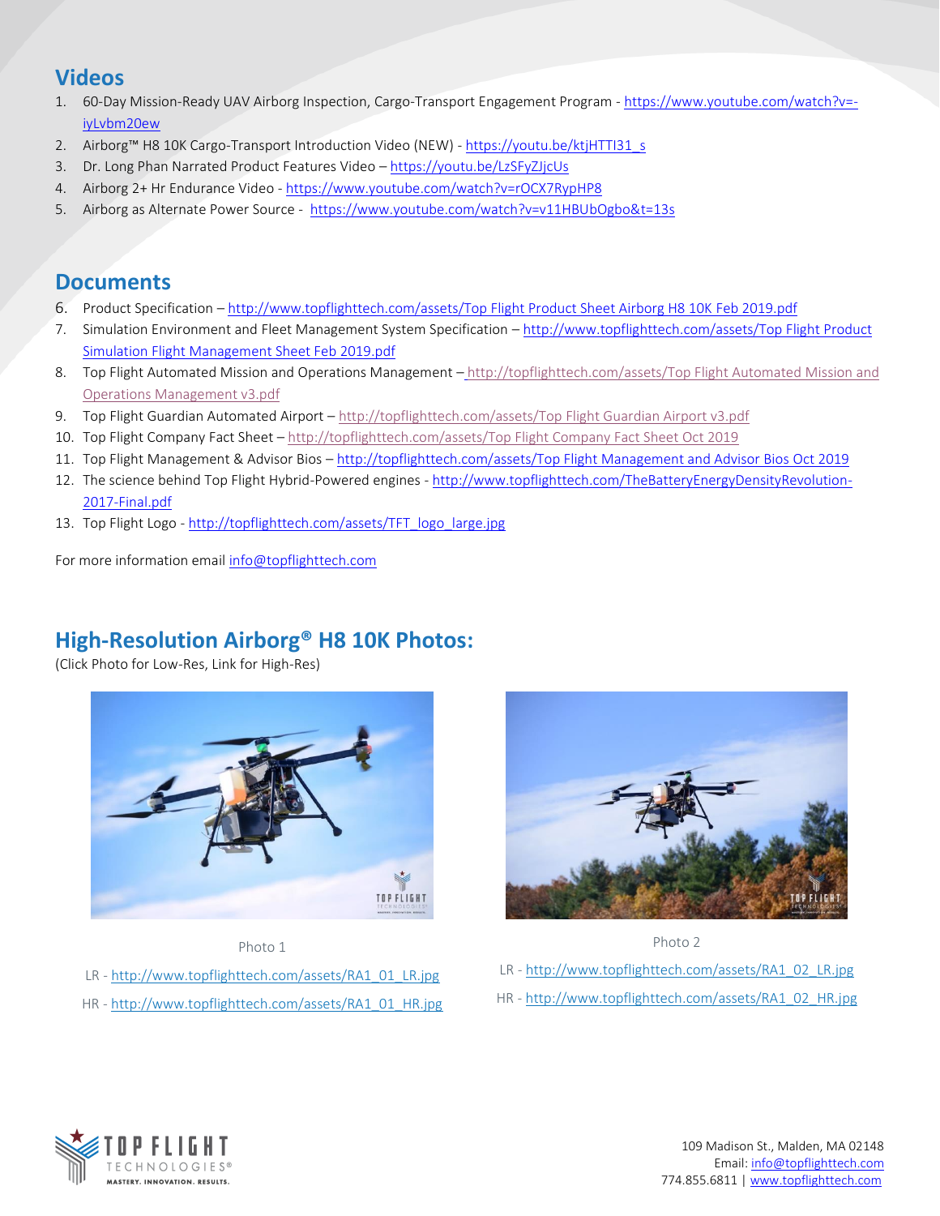## Videos

1. 60-Day Mission-Ready UAV Airborg Inspection, Cargo-Transport Engagement Program - https://www.youtube.com/watch?v=-iyLvbm20ew
2. Airborg™ H8 10K Cargo-Transport Introduction Video (NEW) - https://youtu.be/ktjHTTI31_s
3. Dr. Long Phan Narrated Product Features Video – https://youtu.be/LzSFyZJjcUs
4. Airborg 2+ Hr Endurance Video - https://www.youtube.com/watch?v=rOCX7RypHP8
5. Airborg as Alternate Power Source - https://www.youtube.com/watch?v=v11HBUbOgbo&t=13s

## Documents

6. Product Specification – http://www.topflighttech.com/assets/Top Flight Product Sheet Airborg H8 10K Feb 2019.pdf
7. Simulation Environment and Fleet Management System Specification – http://www.topflighttech.com/assets/Top Flight Product Simulation Flight Management Sheet Feb 2019.pdf
8. Top Flight Automated Mission and Operations Management – http://topflighttech.com/assets/Top Flight Automated Mission and Operations Management v3.pdf
9. Top Flight Guardian Automated Airport – http://topflighttech.com/assets/Top Flight Guardian Airport v3.pdf
10. Top Flight Company Fact Sheet – http://topflighttech.com/assets/Top Flight Company Fact Sheet Oct 2019
11. Top Flight Management & Advisor Bios – http://topflighttech.com/assets/Top Flight Management and Advisor Bios Oct 2019
12. The science behind Top Flight Hybrid-Powered engines - http://www.topflighttech.com/TheBatteryEnergyDensityRevolution-2017-Final.pdf
13. Top Flight Logo - http://topflighttech.com/assets/TFT_logo_large.jpg

For more information email info@topflighttech.com

## High-Resolution Airborg® H8 10K Photos:

(Click Photo for Low-Res, Link for High-Res)

Photo 1

LR - http://www.topflighttech.com/assets/RA1_01_LR.jpg

HR - http://www.topflighttech.com/assets/RA1_01_HR.jpg

Photo 2

LR - http://www.topflighttech.com/assets/RA1_02_LR.jpg

HR - http://www.topflighttech.com/assets/RA1_02_HR.jpg

109 Madison St., Malden, MA 02148
Email: info@topflighttech.com
774.855.6811 | www.topflighttech.com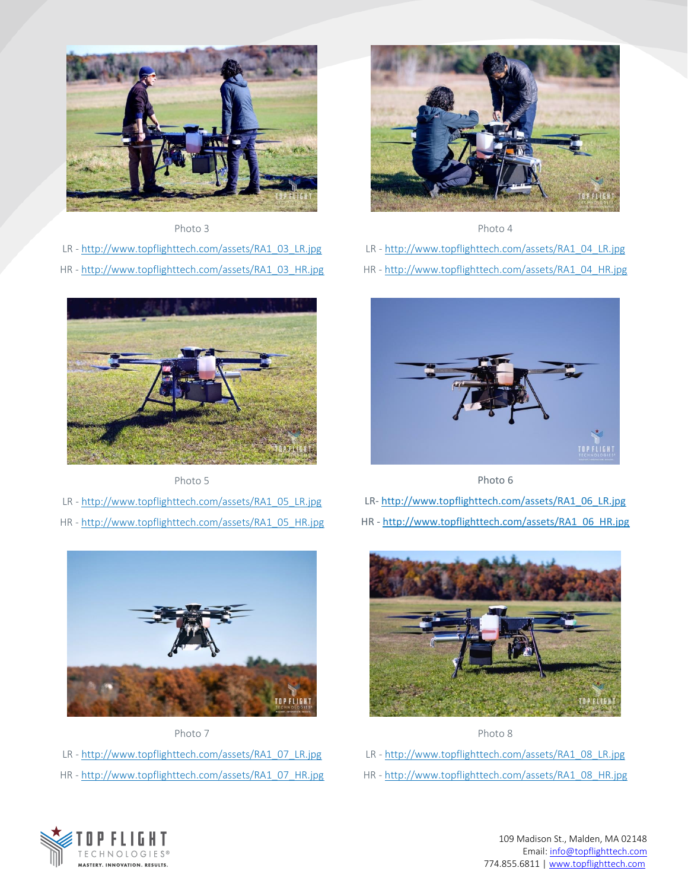Photo 3

LR - http://www.topflighttech.com/assets/RA1_03_LR.jpg

HR - http://www.topflighttech.com/assets/RA1_03_HR.jpg

Photo 4

LR - http://www.topflighttech.com/assets/RA1_04_LR.jpg

HR - http://www.topflighttech.com/assets/RA1_04_HR.jpg

Photo 5

LR - http://www.topflighttech.com/assets/RA1_05_LR.jpg

HR - http://www.topflighttech.com/assets/RA1_05_HR.jpg

Photo 6

LR- http://www.topflighttech.com/assets/RA1_06_LR.jpg

HR - http://www.topflighttech.com/assets/RA1_06_HR.jpg

Photo 7

LR - http://www.topflighttech.com/assets/RA1_07_LR.jpg

HR - http://www.topflighttech.com/assets/RA1_07_HR.jpg

Photo 8

LR - http://www.topflighttech.com/assets/RA1_08_LR.jpg

HR - http://www.topflighttech.com/assets/RA1_08_HR.jpg

TOP FLIGHT TECHNOLOGIES® MASTERY. INNOVATION. RESULTS.

109 Madison St., Malden, MA 02148
Email: info@topflighttech.com
774.855.6811 | www.topflighttech.com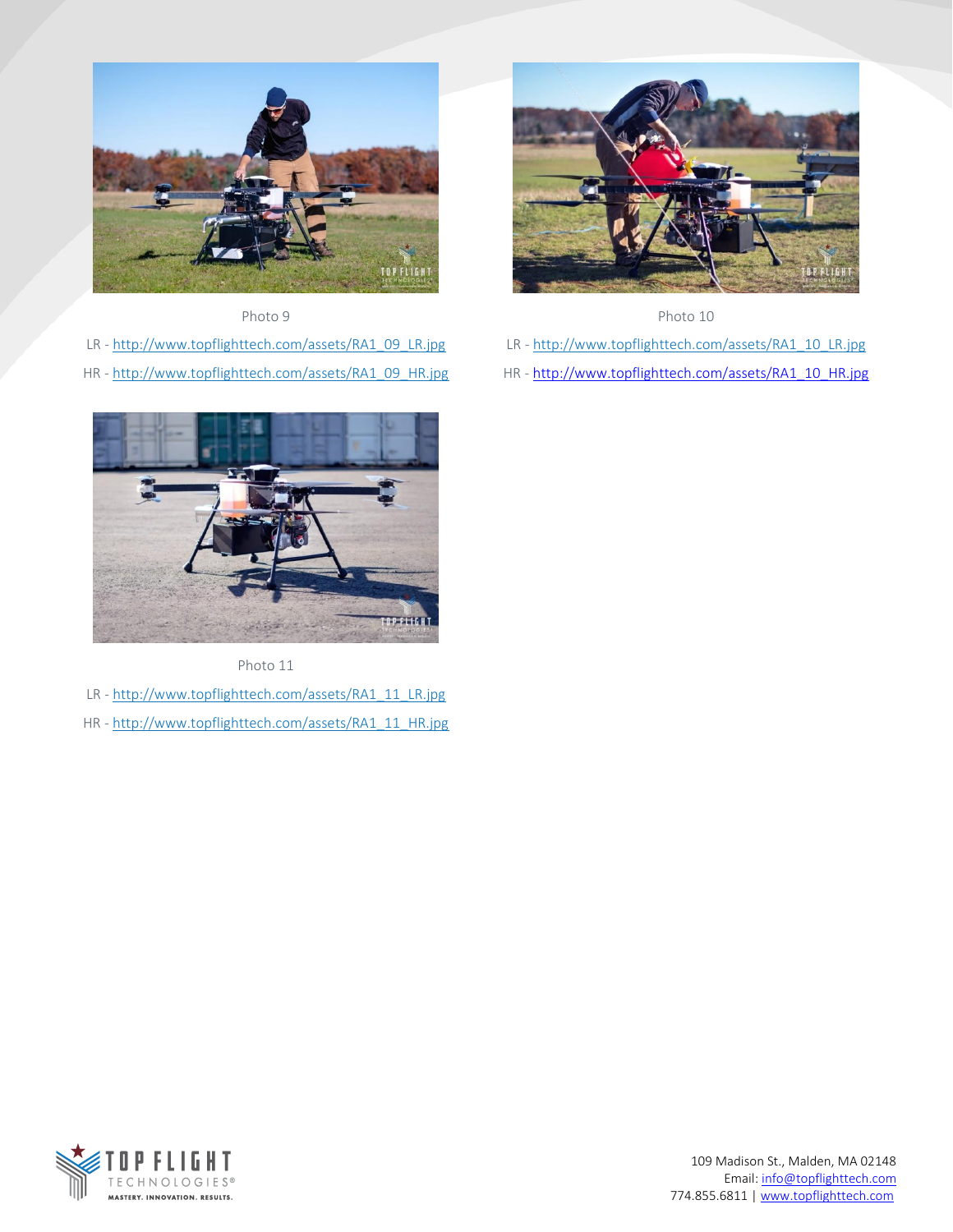Photo 9

LR - http://www.topflighttech.com/assets/RA1_09_LR.jpg

HR - http://www.topflighttech.com/assets/RA1_09_HR.jpg

Photo 10

LR - http://www.topflighttech.com/assets/RA1_10_LR.jpg

HR - http://www.topflighttech.com/assets/RA1_10_HR.jpg

Photo 11

LR - http://www.topflighttech.com/assets/RA1_11_LR.jpg

HR - http://www.topflighttech.com/assets/RA1_11_HR.jpg

TOP FLIGHT TECHNOLOGIES®
MASTERY. INNOVATION. RESULTS.

109 Madison St., Malden, MA 02148
Email: info@topflighttech.com
774.855.6811 | www.topflighttech.com